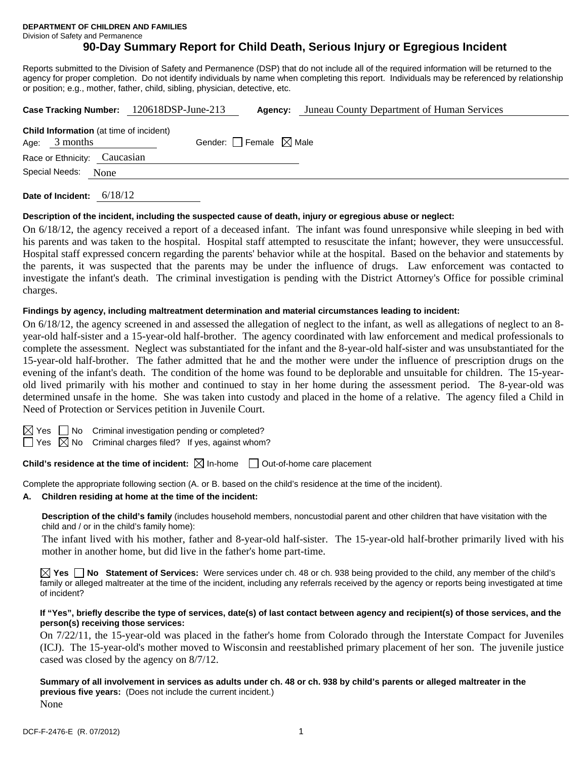**DEPARTMENT OF CHILDREN AND FAMILIES**
Division of Safety and Permanence

# 90-Day Summary Report for Child Death, Serious Injury or Egregious Incident

Reports submitted to the Division of Safety and Permanence (DSP) that do not include all of the required information will be returned to the agency for proper completion. Do not identify individuals by name when completing this report. Individuals may be referenced by relationship or position; e.g., mother, father, child, sibling, physician, detective, etc.

**Case Tracking Number:** 120618DSP-June-213 **Agency:** Juneau County Department of Human Services

**Child Information** (at time of incident)
Age: 3 months Gender: ☐ Female ☒ Male
Race or Ethnicity: Caucasian
Special Needs: None

**Date of Incident:** 6/18/12

**Description of the incident, including the suspected cause of death, injury or egregious abuse or neglect:**

On 6/18/12, the agency received a report of a deceased infant. The infant was found unresponsive while sleeping in bed with his parents and was taken to the hospital. Hospital staff attempted to resuscitate the infant; however, they were unsuccessful. Hospital staff expressed concern regarding the parents' behavior while at the hospital. Based on the behavior and statements by the parents, it was suspected that the parents may be under the influence of drugs. Law enforcement was contacted to investigate the infant's death. The criminal investigation is pending with the District Attorney's Office for possible criminal charges.

**Findings by agency, including maltreatment determination and material circumstances leading to incident:**

On 6/18/12, the agency screened in and assessed the allegation of neglect to the infant, as well as allegations of neglect to an 8-year-old half-sister and a 15-year-old half-brother. The agency coordinated with law enforcement and medical professionals to complete the assessment. Neglect was substantiated for the infant and the 8-year-old half-sister and was unsubstantiated for the 15-year-old half-brother. The father admitted that he and the mother were under the influence of prescription drugs on the evening of the infant's death. The condition of the home was found to be deplorable and unsuitable for children. The 15-year-old lived primarily with his mother and continued to stay in her home during the assessment period. The 8-year-old was determined unsafe in the home. She was taken into custody and placed in the home of a relative. The agency filed a Child in Need of Protection or Services petition in Juvenile Court.

☒ Yes ☐ No Criminal investigation pending or completed?
☐ Yes ☒ No Criminal charges filed? If yes, against whom?

**Child's residence at the time of incident:** ☒ In-home ☐ Out-of-home care placement

Complete the appropriate following section (A. or B. based on the child's residence at the time of the incident).

**A. Children residing at home at the time of the incident:**

**Description of the child's family** (includes household members, noncustodial parent and other children that have visitation with the child and / or in the child's family home):

The infant lived with his mother, father and 8-year-old half-sister. The 15-year-old half-brother primarily lived with his mother in another home, but did live in the father's home part-time.

☒ **Yes** ☐ **No Statement of Services:** Were services under ch. 48 or ch. 938 being provided to the child, any member of the child's family or alleged maltreater at the time of the incident, including any referrals received by the agency or reports being investigated at time of incident?

**If "Yes", briefly describe the type of services, date(s) of last contact between agency and recipient(s) of those services, and the person(s) receiving those services:**

On 7/22/11, the 15-year-old was placed in the father's home from Colorado through the Interstate Compact for Juveniles (ICJ). The 15-year-old's mother moved to Wisconsin and reestablished primary placement of her son. The juvenile justice cased was closed by the agency on 8/7/12.

**Summary of all involvement in services as adults under ch. 48 or ch. 938 by child's parents or alleged maltreater in the previous five years:** (Does not include the current incident.)

None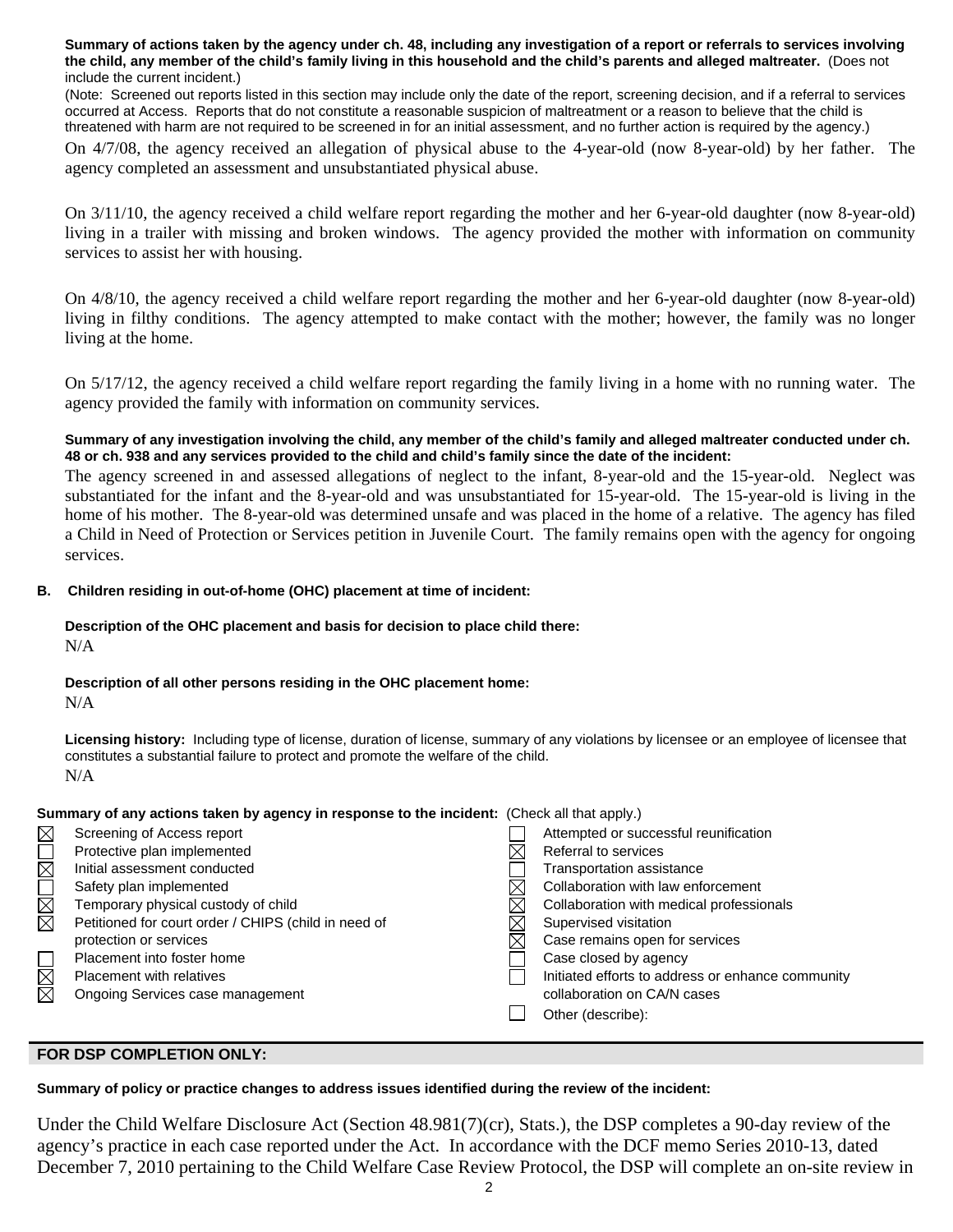**Summary of actions taken by the agency under ch. 48, including any investigation of a report or referrals to services involving the child, any member of the child's family living in this household and the child's parents and alleged maltreater.** (Does not include the current incident.)

(Note: Screened out reports listed in this section may include only the date of the report, screening decision, and if a referral to services occurred at Access. Reports that do not constitute a reasonable suspicion of maltreatment or a reason to believe that the child is threatened with harm are not required to be screened in for an initial assessment, and no further action is required by the agency.)

On 4/7/08, the agency received an allegation of physical abuse to the 4-year-old (now 8-year-old) by her father. The agency completed an assessment and unsubstantiated physical abuse.

On 3/11/10, the agency received a child welfare report regarding the mother and her 6-year-old daughter (now 8-year-old) living in a trailer with missing and broken windows. The agency provided the mother with information on community services to assist her with housing.

On 4/8/10, the agency received a child welfare report regarding the mother and her 6-year-old daughter (now 8-year-old) living in filthy conditions. The agency attempted to make contact with the mother; however, the family was no longer living at the home.

On 5/17/12, the agency received a child welfare report regarding the family living in a home with no running water. The agency provided the family with information on community services.

**Summary of any investigation involving the child, any member of the child's family and alleged maltreater conducted under ch. 48 or ch. 938 and any services provided to the child and child's family since the date of the incident:**

The agency screened in and assessed allegations of neglect to the infant, 8-year-old and the 15-year-old. Neglect was substantiated for the infant and the 8-year-old and was unsubstantiated for 15-year-old. The 15-year-old is living in the home of his mother. The 8-year-old was determined unsafe and was placed in the home of a relative. The agency has filed a Child in Need of Protection or Services petition in Juvenile Court. The family remains open with the agency for ongoing services.

**B. Children residing in out-of-home (OHC) placement at time of incident:**

**Description of the OHC placement and basis for decision to place child there:**

N/A

**Description of all other persons residing in the OHC placement home:**

N/A

**Licensing history:** Including type of license, duration of license, summary of any violations by licensee or an employee of licensee that constitutes a substantial failure to protect and promote the welfare of the child.

N/A

**Summary of any actions taken by agency in response to the incident:** (Check all that apply.)

- [x] Screening of Access report
- [ ] Protective plan implemented
- [x] Initial assessment conducted
- [ ] Safety plan implemented
- [x] Temporary physical custody of child
- [x] Petitioned for court order / CHIPS (child in need of protection or services
- [ ] Placement into foster home
- [x] Placement with relatives
- [x] Ongoing Services case management
- [ ] Attempted or successful reunification
- [x] Referral to services
- [ ] Transportation assistance
- [x] Collaboration with law enforcement
- [x] Collaboration with medical professionals
- [x] Supervised visitation
- [x] Case remains open for services
- [ ] Case closed by agency
- [ ] Initiated efforts to address or enhance community collaboration on CA/N cases
- [ ] Other (describe):

## FOR DSP COMPLETION ONLY:

**Summary of policy or practice changes to address issues identified during the review of the incident:**

Under the Child Welfare Disclosure Act (Section 48.981(7)(cr), Stats.), the DSP completes a 90-day review of the agency's practice in each case reported under the Act. In accordance with the DCF memo Series 2010-13, dated December 7, 2010 pertaining to the Child Welfare Case Review Protocol, the DSP will complete an on-site review in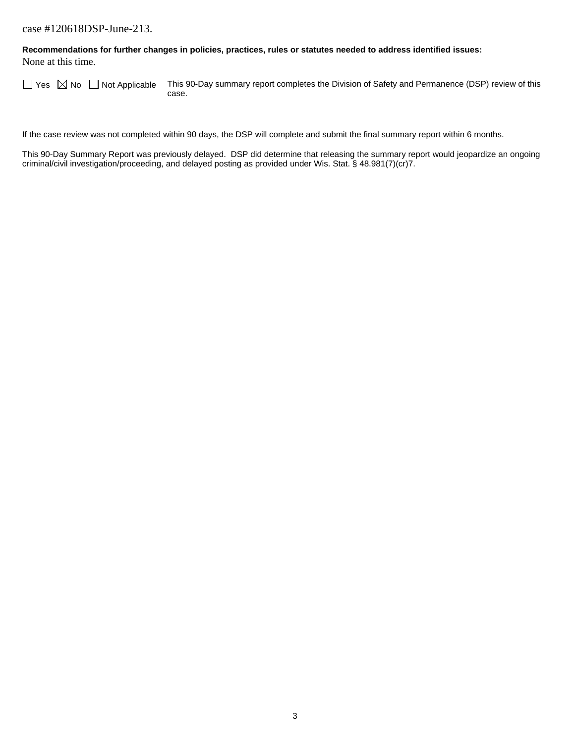case #120618DSP-June-213.

**Recommendations for further changes in policies, practices, rules or statutes needed to address identified issues:**
None at this time.

☐ Yes ☒ No ☐ Not Applicable This 90-Day summary report completes the Division of Safety and Permanence (DSP) review of this case.

If the case review was not completed within 90 days, the DSP will complete and submit the final summary report within 6 months.

This 90-Day Summary Report was previously delayed. DSP did determine that releasing the summary report would jeopardize an ongoing criminal/civil investigation/proceeding, and delayed posting as provided under Wis. Stat. § 48.981(7)(cr)7.